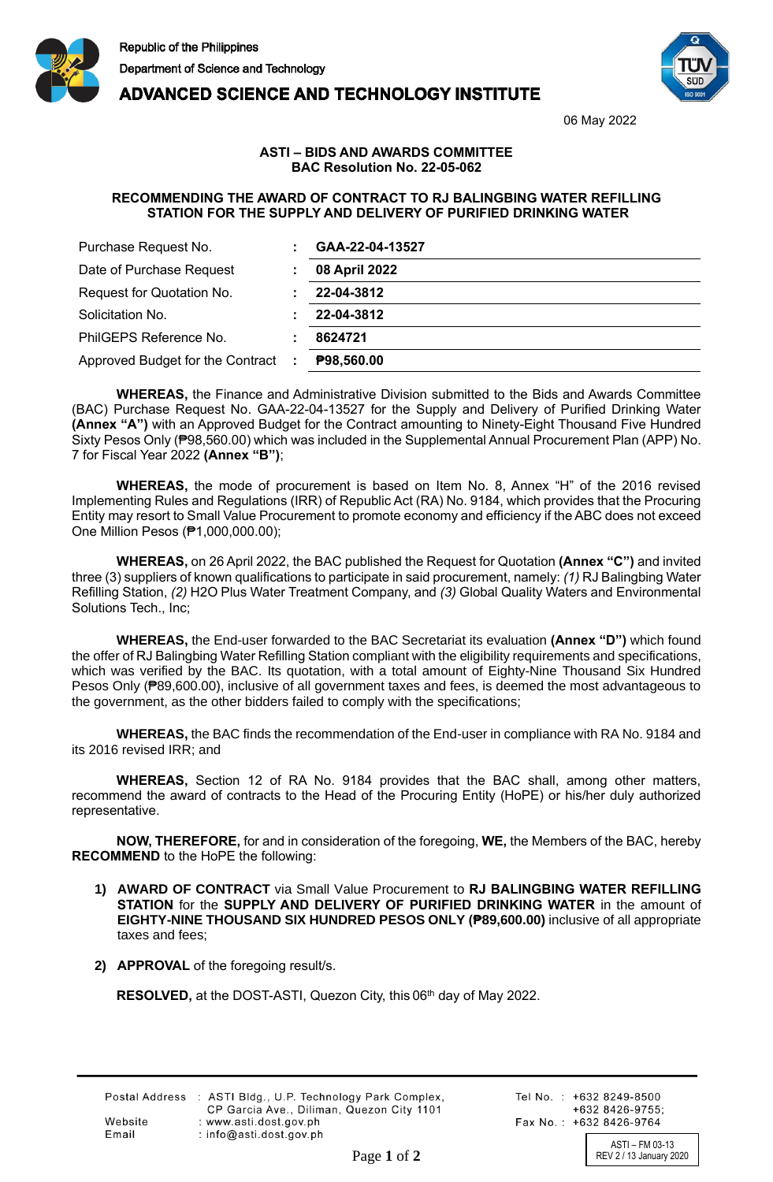Republic of the Philippines
Department of Science and Technology
**ADVANCED SCIENCE AND TECHNOLOGY INSTITUTE**

06 May 2022

**ASTI – BIDS AND AWARDS COMMITTEE**
**BAC Resolution No. 22-05-062**

**RECOMMENDING THE AWARD OF CONTRACT TO RJ BALINGBING WATER REFILLING STATION FOR THE SUPPLY AND DELIVERY OF PURIFIED DRINKING WATER**

| | | |
|---|---|---|
| Purchase Request No. | : | **GAA-22-04-13527** |
| Date of Purchase Request | : | **08 April 2022** |
| Request for Quotation No. | : | **22-04-3812** |
| Solicitation No. | : | **22-04-3812** |
| PhilGEPS Reference No. | : | **8624721** |
| Approved Budget for the Contract | : | **₱98,560.00** |

**WHEREAS,** the Finance and Administrative Division submitted to the Bids and Awards Committee (BAC) Purchase Request No. GAA-22-04-13527 for the Supply and Delivery of Purified Drinking Water **(Annex "A")** with an Approved Budget for the Contract amounting to Ninety-Eight Thousand Five Hundred Sixty Pesos Only (₱98,560.00) which was included in the Supplemental Annual Procurement Plan (APP) No. 7 for Fiscal Year 2022 **(Annex "B")**;

**WHEREAS,** the mode of procurement is based on Item No. 8, Annex "H" of the 2016 revised Implementing Rules and Regulations (IRR) of Republic Act (RA) No. 9184, which provides that the Procuring Entity may resort to Small Value Procurement to promote economy and efficiency if the ABC does not exceed One Million Pesos (₱1,000,000.00);

**WHEREAS,** on 26 April 2022, the BAC published the Request for Quotation **(Annex "C")** and invited three (3) suppliers of known qualifications to participate in said procurement, namely: *(1)* RJ Balingbing Water Refilling Station, *(2)* H2O Plus Water Treatment Company, and *(3)* Global Quality Waters and Environmental Solutions Tech., Inc;

**WHEREAS,** the End-user forwarded to the BAC Secretariat its evaluation **(Annex "D")** which found the offer of RJ Balingbing Water Refilling Station compliant with the eligibility requirements and specifications, which was verified by the BAC. Its quotation, with a total amount of Eighty-Nine Thousand Six Hundred Pesos Only (₱89,600.00), inclusive of all government taxes and fees, is deemed the most advantageous to the government, as the other bidders failed to comply with the specifications;

**WHEREAS,** the BAC finds the recommendation of the End-user in compliance with RA No. 9184 and its 2016 revised IRR; and

**WHEREAS,** Section 12 of RA No. 9184 provides that the BAC shall, among other matters, recommend the award of contracts to the Head of the Procuring Entity (HoPE) or his/her duly authorized representative.

**NOW, THEREFORE,** for and in consideration of the foregoing, **WE,** the Members of the BAC, hereby **RECOMMEND** to the HoPE the following:

1) **AWARD OF CONTRACT** via Small Value Procurement to **RJ BALINGBING WATER REFILLING STATION** for the **SUPPLY AND DELIVERY OF PURIFIED DRINKING WATER** in the amount of **EIGHTY-NINE THOUSAND SIX HUNDRED PESOS ONLY (₱89,600.00)** inclusive of all appropriate taxes and fees;

2) **APPROVAL** of the foregoing result/s.

**RESOLVED,** at the DOST-ASTI, Quezon City, this 06th day of May 2022.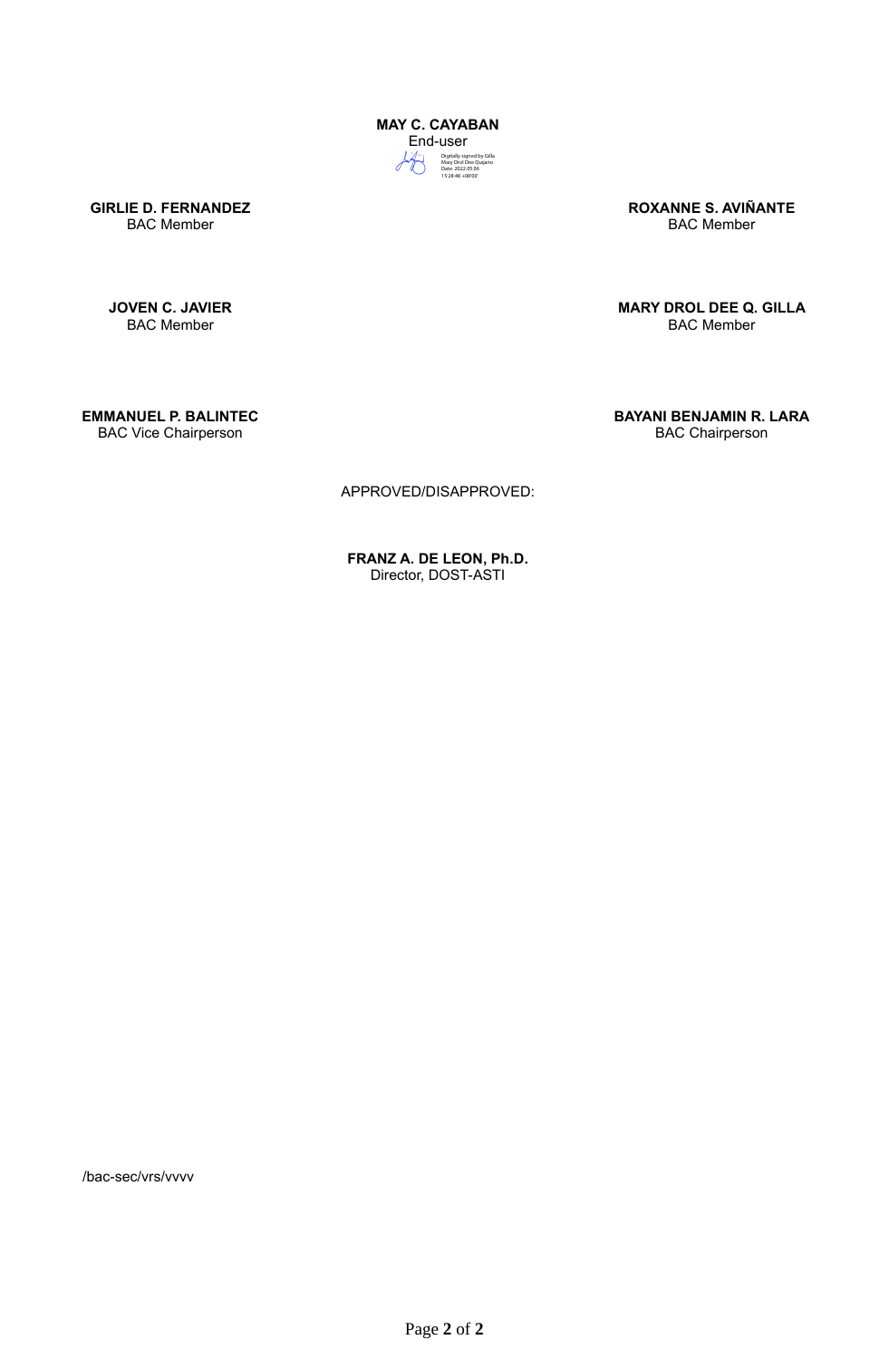**MAY C. CAYABAN**
End-user

Digitally signed by Gilla Mary Drol Dee Quijano
Date: 2022.05.06 15:28:48 +08'00'

**GIRLIE D. FERNANDEZ**
BAC Member

**ROXANNE S. AVIÑANTE**
BAC Member

**JOVEN C. JAVIER**
BAC Member

**MARY DROL DEE Q. GILLA**
BAC Member

**EMMANUEL P. BALINTEC**
BAC Vice Chairperson

**BAYANI BENJAMIN R. LARA**
BAC Chairperson

APPROVED/DISAPPROVED:

**FRANZ A. DE LEON, Ph.D.**
Director, DOST-ASTI

/bac-sec/vrs/vvvv